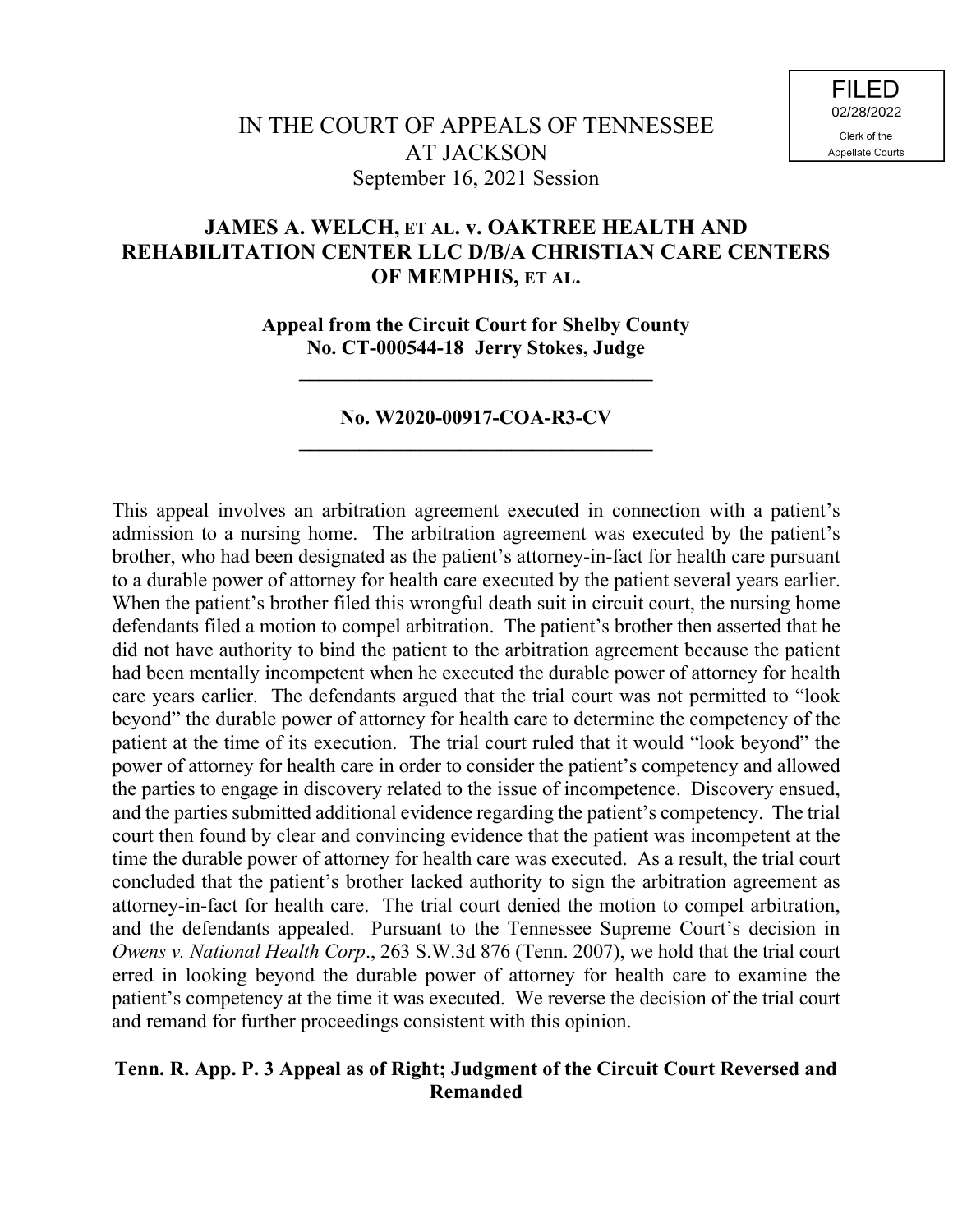FILED
02/28/2022
Clerk of the
Appellate Courts

IN THE COURT OF APPEALS OF TENNESSEE
AT JACKSON
September 16, 2021 Session

**JAMES A. WELCH, ET AL. v. OAKTREE HEALTH AND REHABILITATION CENTER LLC D/B/A CHRISTIAN CARE CENTERS OF MEMPHIS, ET AL.**

**Appeal from the Circuit Court for Shelby County**
**No. CT-000544-18 Jerry Stokes, Judge**

---

**No. W2020-00917-COA-R3-CV**

---

This appeal involves an arbitration agreement executed in connection with a patient's admission to a nursing home. The arbitration agreement was executed by the patient's brother, who had been designated as the patient's attorney-in-fact for health care pursuant to a durable power of attorney for health care executed by the patient several years earlier. When the patient's brother filed this wrongful death suit in circuit court, the nursing home defendants filed a motion to compel arbitration. The patient's brother then asserted that he did not have authority to bind the patient to the arbitration agreement because the patient had been mentally incompetent when he executed the durable power of attorney for health care years earlier. The defendants argued that the trial court was not permitted to "look beyond" the durable power of attorney for health care to determine the competency of the patient at the time of its execution. The trial court ruled that it would "look beyond" the power of attorney for health care in order to consider the patient's competency and allowed the parties to engage in discovery related to the issue of incompetence. Discovery ensued, and the parties submitted additional evidence regarding the patient's competency. The trial court then found by clear and convincing evidence that the patient was incompetent at the time the durable power of attorney for health care was executed. As a result, the trial court concluded that the patient's brother lacked authority to sign the arbitration agreement as attorney-in-fact for health care. The trial court denied the motion to compel arbitration, and the defendants appealed. Pursuant to the Tennessee Supreme Court's decision in *Owens v. National Health Corp*., 263 S.W.3d 876 (Tenn. 2007), we hold that the trial court erred in looking beyond the durable power of attorney for health care to examine the patient's competency at the time it was executed. We reverse the decision of the trial court and remand for further proceedings consistent with this opinion.

**Tenn. R. App. P. 3 Appeal as of Right; Judgment of the Circuit Court Reversed and Remanded**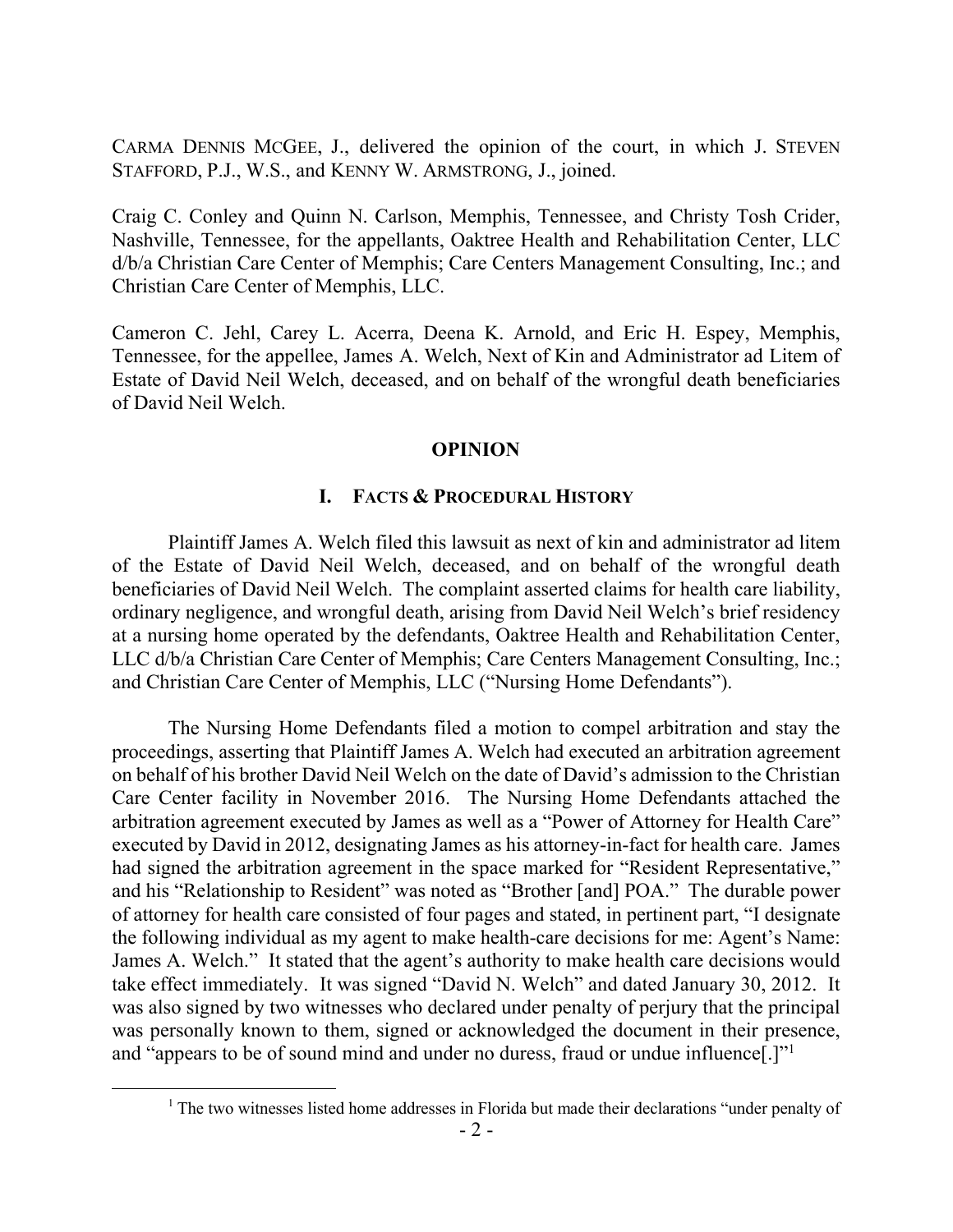CARMA DENNIS MCGEE, J., delivered the opinion of the court, in which J. STEVEN STAFFORD, P.J., W.S., and KENNY W. ARMSTRONG, J., joined.

Craig C. Conley and Quinn N. Carlson, Memphis, Tennessee, and Christy Tosh Crider, Nashville, Tennessee, for the appellants, Oaktree Health and Rehabilitation Center, LLC d/b/a Christian Care Center of Memphis; Care Centers Management Consulting, Inc.; and Christian Care Center of Memphis, LLC.

Cameron C. Jehl, Carey L. Acerra, Deena K. Arnold, and Eric H. Espey, Memphis, Tennessee, for the appellee, James A. Welch, Next of Kin and Administrator ad Litem of Estate of David Neil Welch, deceased, and on behalf of the wrongful death beneficiaries of David Neil Welch.

## OPINION

### I. FACTS & PROCEDURAL HISTORY

Plaintiff James A. Welch filed this lawsuit as next of kin and administrator ad litem of the Estate of David Neil Welch, deceased, and on behalf of the wrongful death beneficiaries of David Neil Welch. The complaint asserted claims for health care liability, ordinary negligence, and wrongful death, arising from David Neil Welch's brief residency at a nursing home operated by the defendants, Oaktree Health and Rehabilitation Center, LLC d/b/a Christian Care Center of Memphis; Care Centers Management Consulting, Inc.; and Christian Care Center of Memphis, LLC ("Nursing Home Defendants").

The Nursing Home Defendants filed a motion to compel arbitration and stay the proceedings, asserting that Plaintiff James A. Welch had executed an arbitration agreement on behalf of his brother David Neil Welch on the date of David's admission to the Christian Care Center facility in November 2016. The Nursing Home Defendants attached the arbitration agreement executed by James as well as a "Power of Attorney for Health Care" executed by David in 2012, designating James as his attorney-in-fact for health care. James had signed the arbitration agreement in the space marked for "Resident Representative," and his "Relationship to Resident" was noted as "Brother [and] POA." The durable power of attorney for health care consisted of four pages and stated, in pertinent part, "I designate the following individual as my agent to make health-care decisions for me: Agent's Name: James A. Welch." It stated that the agent's authority to make health care decisions would take effect immediately. It was signed "David N. Welch" and dated January 30, 2012. It was also signed by two witnesses who declared under penalty of perjury that the principal was personally known to them, signed or acknowledged the document in their presence, and "appears to be of sound mind and under no duress, fraud or undue influence[.]"[1]

[1] The two witnesses listed home addresses in Florida but made their declarations "under penalty of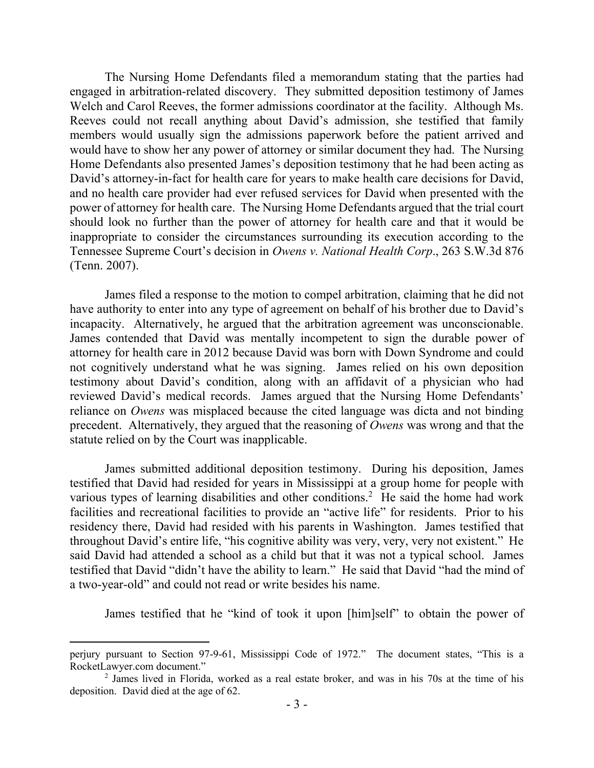The Nursing Home Defendants filed a memorandum stating that the parties had engaged in arbitration-related discovery. They submitted deposition testimony of James Welch and Carol Reeves, the former admissions coordinator at the facility. Although Ms. Reeves could not recall anything about David's admission, she testified that family members would usually sign the admissions paperwork before the patient arrived and would have to show her any power of attorney or similar document they had. The Nursing Home Defendants also presented James's deposition testimony that he had been acting as David's attorney-in-fact for health care for years to make health care decisions for David, and no health care provider had ever refused services for David when presented with the power of attorney for health care. The Nursing Home Defendants argued that the trial court should look no further than the power of attorney for health care and that it would be inappropriate to consider the circumstances surrounding its execution according to the Tennessee Supreme Court's decision in *Owens v. National Health Corp*., 263 S.W.3d 876 (Tenn. 2007).

James filed a response to the motion to compel arbitration, claiming that he did not have authority to enter into any type of agreement on behalf of his brother due to David's incapacity. Alternatively, he argued that the arbitration agreement was unconscionable. James contended that David was mentally incompetent to sign the durable power of attorney for health care in 2012 because David was born with Down Syndrome and could not cognitively understand what he was signing. James relied on his own deposition testimony about David's condition, along with an affidavit of a physician who had reviewed David's medical records. James argued that the Nursing Home Defendants' reliance on *Owens* was misplaced because the cited language was dicta and not binding precedent. Alternatively, they argued that the reasoning of *Owens* was wrong and that the statute relied on by the Court was inapplicable.

James submitted additional deposition testimony. During his deposition, James testified that David had resided for years in Mississippi at a group home for people with various types of learning disabilities and other conditions.[2] He said the home had work facilities and recreational facilities to provide an "active life" for residents. Prior to his residency there, David had resided with his parents in Washington. James testified that throughout David's entire life, "his cognitive ability was very, very, very not existent." He said David had attended a school as a child but that it was not a typical school. James testified that David "didn't have the ability to learn." He said that David "had the mind of a two-year-old" and could not read or write besides his name.

James testified that he "kind of took it upon [him]self" to obtain the power of

---

perjury pursuant to Section 97-9-61, Mississippi Code of 1972." The document states, "This is a RocketLawyer.com document."

[2] James lived in Florida, worked as a real estate broker, and was in his 70s at the time of his deposition. David died at the age of 62.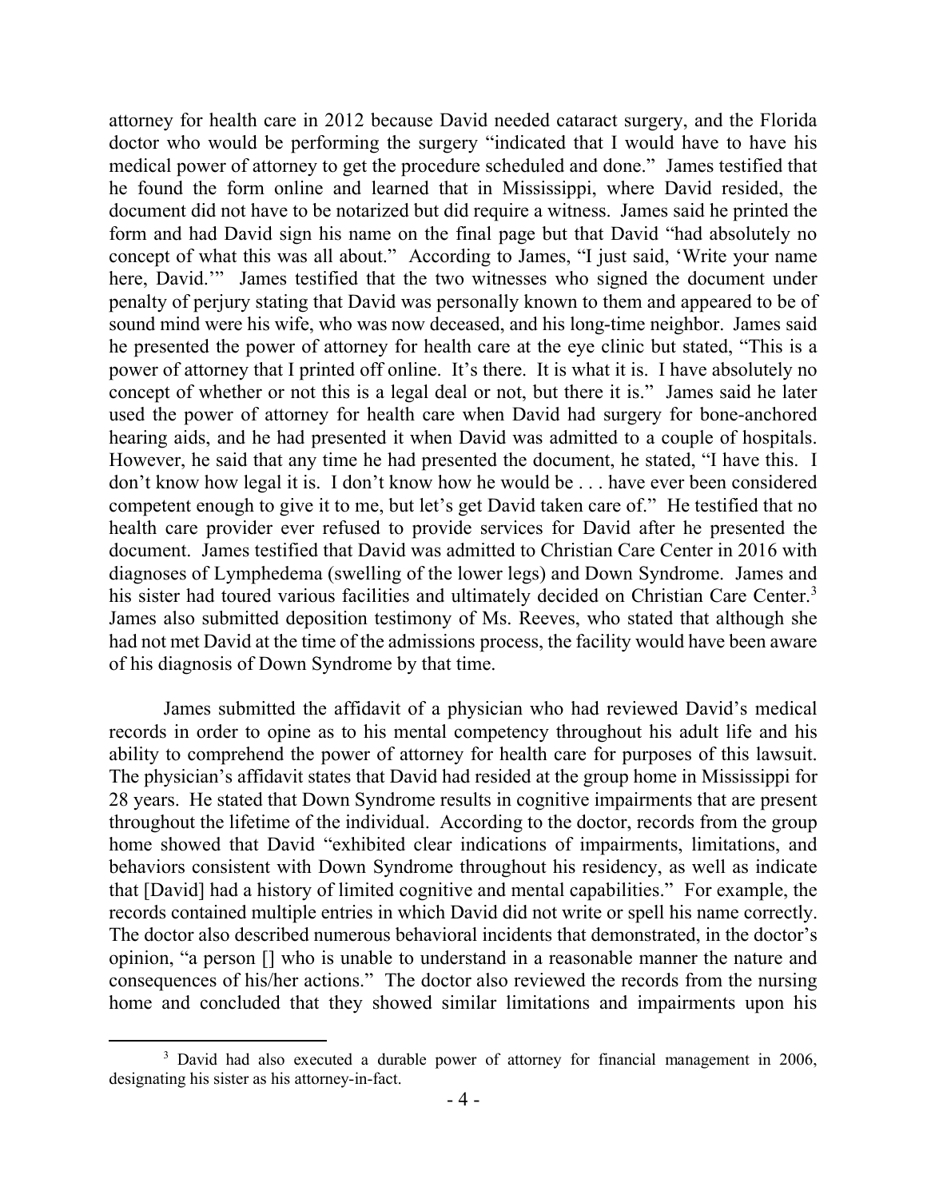attorney for health care in 2012 because David needed cataract surgery, and the Florida doctor who would be performing the surgery "indicated that I would have to have his medical power of attorney to get the procedure scheduled and done." James testified that he found the form online and learned that in Mississippi, where David resided, the document did not have to be notarized but did require a witness. James said he printed the form and had David sign his name on the final page but that David "had absolutely no concept of what this was all about." According to James, "I just said, 'Write your name here, David.'" James testified that the two witnesses who signed the document under penalty of perjury stating that David was personally known to them and appeared to be of sound mind were his wife, who was now deceased, and his long-time neighbor. James said he presented the power of attorney for health care at the eye clinic but stated, "This is a power of attorney that I printed off online. It's there. It is what it is. I have absolutely no concept of whether or not this is a legal deal or not, but there it is." James said he later used the power of attorney for health care when David had surgery for bone-anchored hearing aids, and he had presented it when David was admitted to a couple of hospitals. However, he said that any time he had presented the document, he stated, "I have this. I don't know how legal it is. I don't know how he would be . . . have ever been considered competent enough to give it to me, but let's get David taken care of." He testified that no health care provider ever refused to provide services for David after he presented the document. James testified that David was admitted to Christian Care Center in 2016 with diagnoses of Lymphedema (swelling of the lower legs) and Down Syndrome. James and his sister had toured various facilities and ultimately decided on Christian Care Center.[3] James also submitted deposition testimony of Ms. Reeves, who stated that although she had not met David at the time of the admissions process, the facility would have been aware of his diagnosis of Down Syndrome by that time.

James submitted the affidavit of a physician who had reviewed David's medical records in order to opine as to his mental competency throughout his adult life and his ability to comprehend the power of attorney for health care for purposes of this lawsuit. The physician's affidavit states that David had resided at the group home in Mississippi for 28 years. He stated that Down Syndrome results in cognitive impairments that are present throughout the lifetime of the individual. According to the doctor, records from the group home showed that David "exhibited clear indications of impairments, limitations, and behaviors consistent with Down Syndrome throughout his residency, as well as indicate that [David] had a history of limited cognitive and mental capabilities." For example, the records contained multiple entries in which David did not write or spell his name correctly. The doctor also described numerous behavioral incidents that demonstrated, in the doctor's opinion, "a person [] who is unable to understand in a reasonable manner the nature and consequences of his/her actions." The doctor also reviewed the records from the nursing home and concluded that they showed similar limitations and impairments upon his

[3] David had also executed a durable power of attorney for financial management in 2006, designating his sister as his attorney-in-fact.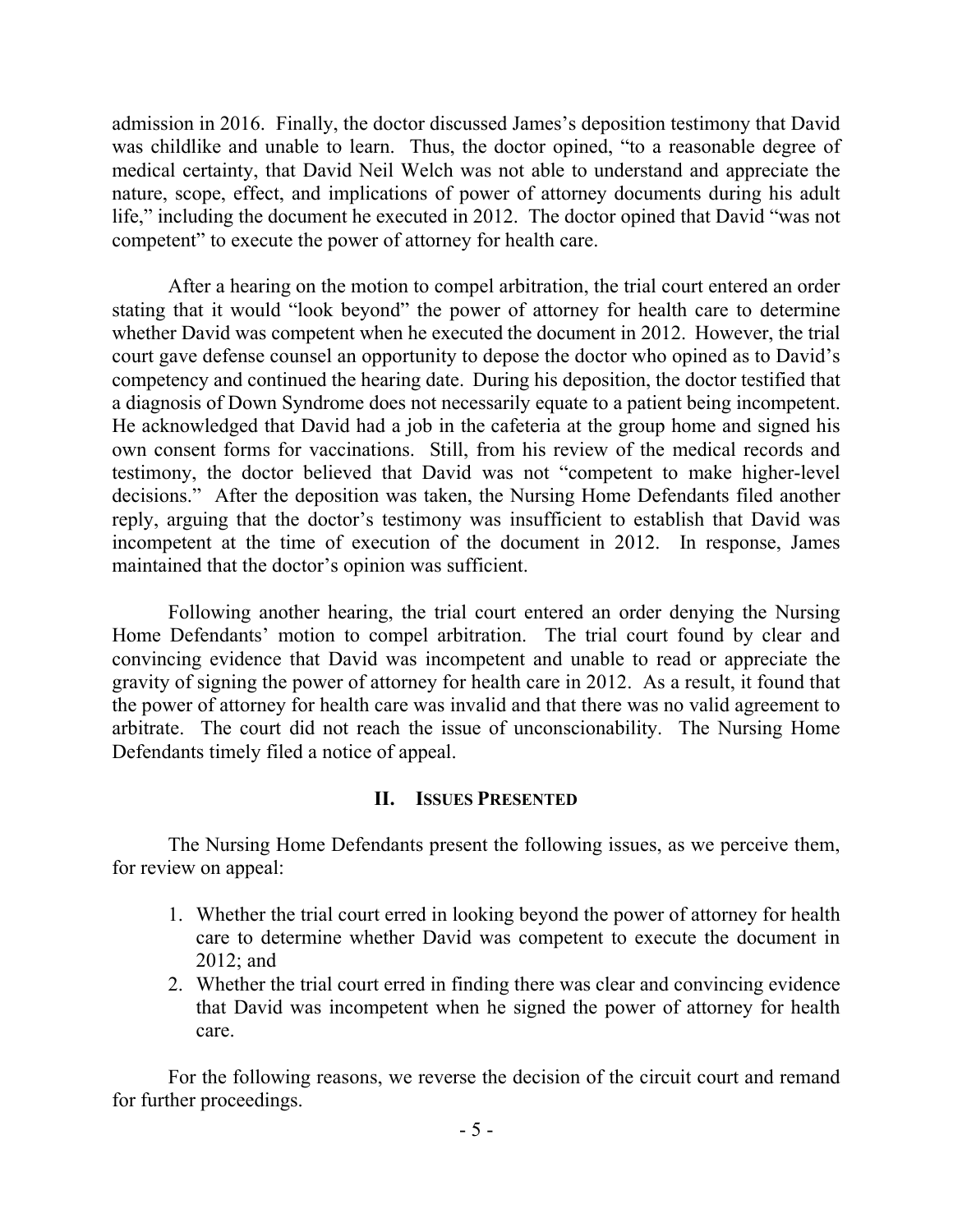admission in 2016. Finally, the doctor discussed James's deposition testimony that David was childlike and unable to learn. Thus, the doctor opined, "to a reasonable degree of medical certainty, that David Neil Welch was not able to understand and appreciate the nature, scope, effect, and implications of power of attorney documents during his adult life," including the document he executed in 2012. The doctor opined that David "was not competent" to execute the power of attorney for health care.

After a hearing on the motion to compel arbitration, the trial court entered an order stating that it would "look beyond" the power of attorney for health care to determine whether David was competent when he executed the document in 2012. However, the trial court gave defense counsel an opportunity to depose the doctor who opined as to David's competency and continued the hearing date. During his deposition, the doctor testified that a diagnosis of Down Syndrome does not necessarily equate to a patient being incompetent. He acknowledged that David had a job in the cafeteria at the group home and signed his own consent forms for vaccinations. Still, from his review of the medical records and testimony, the doctor believed that David was not "competent to make higher-level decisions." After the deposition was taken, the Nursing Home Defendants filed another reply, arguing that the doctor's testimony was insufficient to establish that David was incompetent at the time of execution of the document in 2012. In response, James maintained that the doctor's opinion was sufficient.

Following another hearing, the trial court entered an order denying the Nursing Home Defendants' motion to compel arbitration. The trial court found by clear and convincing evidence that David was incompetent and unable to read or appreciate the gravity of signing the power of attorney for health care in 2012. As a result, it found that the power of attorney for health care was invalid and that there was no valid agreement to arbitrate. The court did not reach the issue of unconscionability. The Nursing Home Defendants timely filed a notice of appeal.

## II. Issues Presented

The Nursing Home Defendants present the following issues, as we perceive them, for review on appeal:

1. Whether the trial court erred in looking beyond the power of attorney for health care to determine whether David was competent to execute the document in 2012; and
2. Whether the trial court erred in finding there was clear and convincing evidence that David was incompetent when he signed the power of attorney for health care.

For the following reasons, we reverse the decision of the circuit court and remand for further proceedings.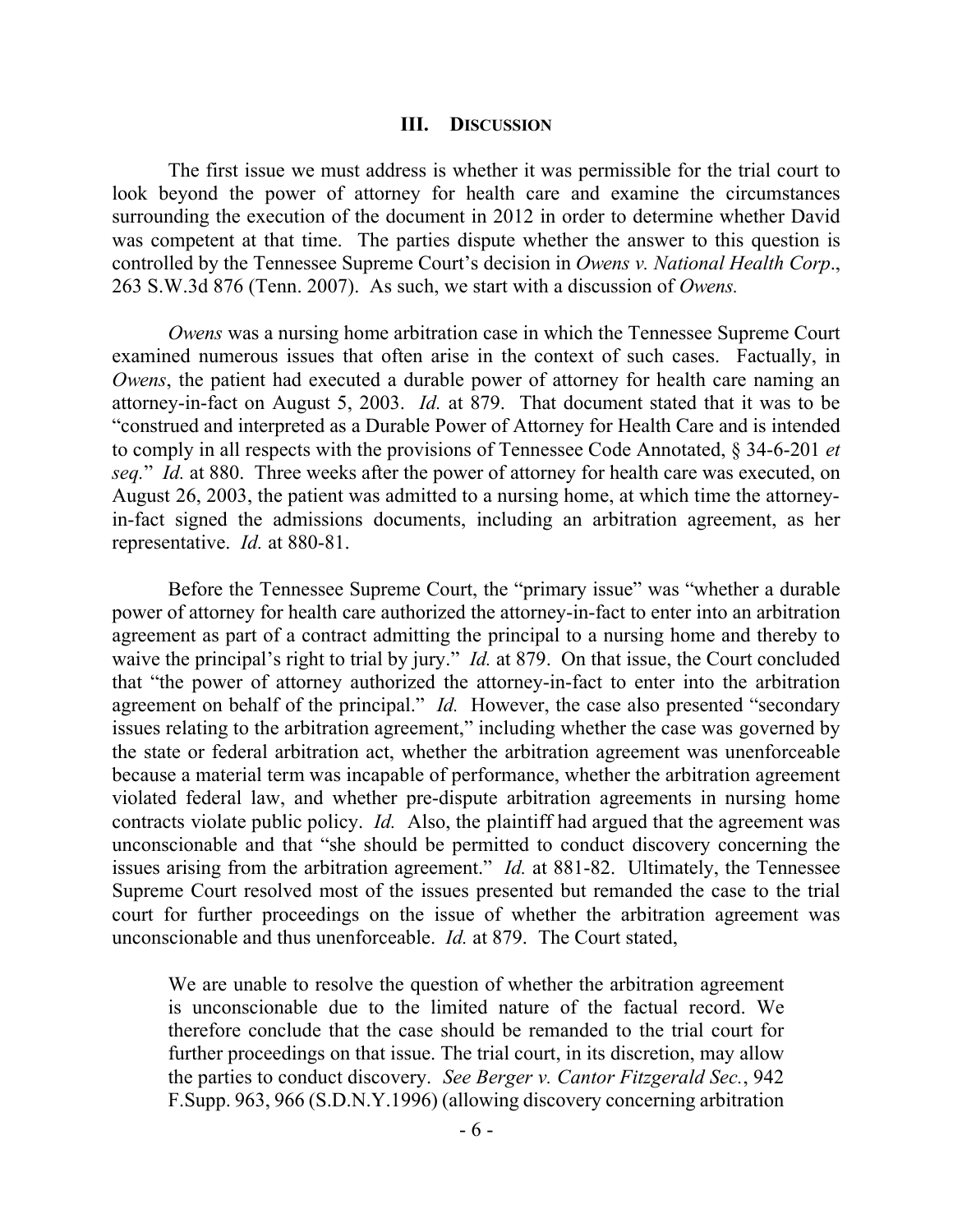## III. Discussion

The first issue we must address is whether it was permissible for the trial court to look beyond the power of attorney for health care and examine the circumstances surrounding the execution of the document in 2012 in order to determine whether David was competent at that time. The parties dispute whether the answer to this question is controlled by the Tennessee Supreme Court's decision in *Owens v. National Health Corp*., 263 S.W.3d 876 (Tenn. 2007). As such, we start with a discussion of *Owens.*

*Owens* was a nursing home arbitration case in which the Tennessee Supreme Court examined numerous issues that often arise in the context of such cases. Factually, in *Owens*, the patient had executed a durable power of attorney for health care naming an attorney-in-fact on August 5, 2003. *Id.* at 879. That document stated that it was to be "construed and interpreted as a Durable Power of Attorney for Health Care and is intended to comply in all respects with the provisions of Tennessee Code Annotated, § 34-6-201 *et seq.*" *Id.* at 880. Three weeks after the power of attorney for health care was executed, on August 26, 2003, the patient was admitted to a nursing home, at which time the attorney-in-fact signed the admissions documents, including an arbitration agreement, as her representative. *Id.* at 880-81.

Before the Tennessee Supreme Court, the "primary issue" was "whether a durable power of attorney for health care authorized the attorney-in-fact to enter into an arbitration agreement as part of a contract admitting the principal to a nursing home and thereby to waive the principal's right to trial by jury." *Id.* at 879. On that issue, the Court concluded that "the power of attorney authorized the attorney-in-fact to enter into the arbitration agreement on behalf of the principal." *Id.* However, the case also presented "secondary issues relating to the arbitration agreement," including whether the case was governed by the state or federal arbitration act, whether the arbitration agreement was unenforceable because a material term was incapable of performance, whether the arbitration agreement violated federal law, and whether pre-dispute arbitration agreements in nursing home contracts violate public policy. *Id.* Also, the plaintiff had argued that the agreement was unconscionable and that "she should be permitted to conduct discovery concerning the issues arising from the arbitration agreement." *Id.* at 881-82. Ultimately, the Tennessee Supreme Court resolved most of the issues presented but remanded the case to the trial court for further proceedings on the issue of whether the arbitration agreement was unconscionable and thus unenforceable. *Id.* at 879. The Court stated,

> We are unable to resolve the question of whether the arbitration agreement is unconscionable due to the limited nature of the factual record. We therefore conclude that the case should be remanded to the trial court for further proceedings on that issue. The trial court, in its discretion, may allow the parties to conduct discovery. *See Berger v. Cantor Fitzgerald Sec.*, 942 F.Supp. 963, 966 (S.D.N.Y.1996) (allowing discovery concerning arbitration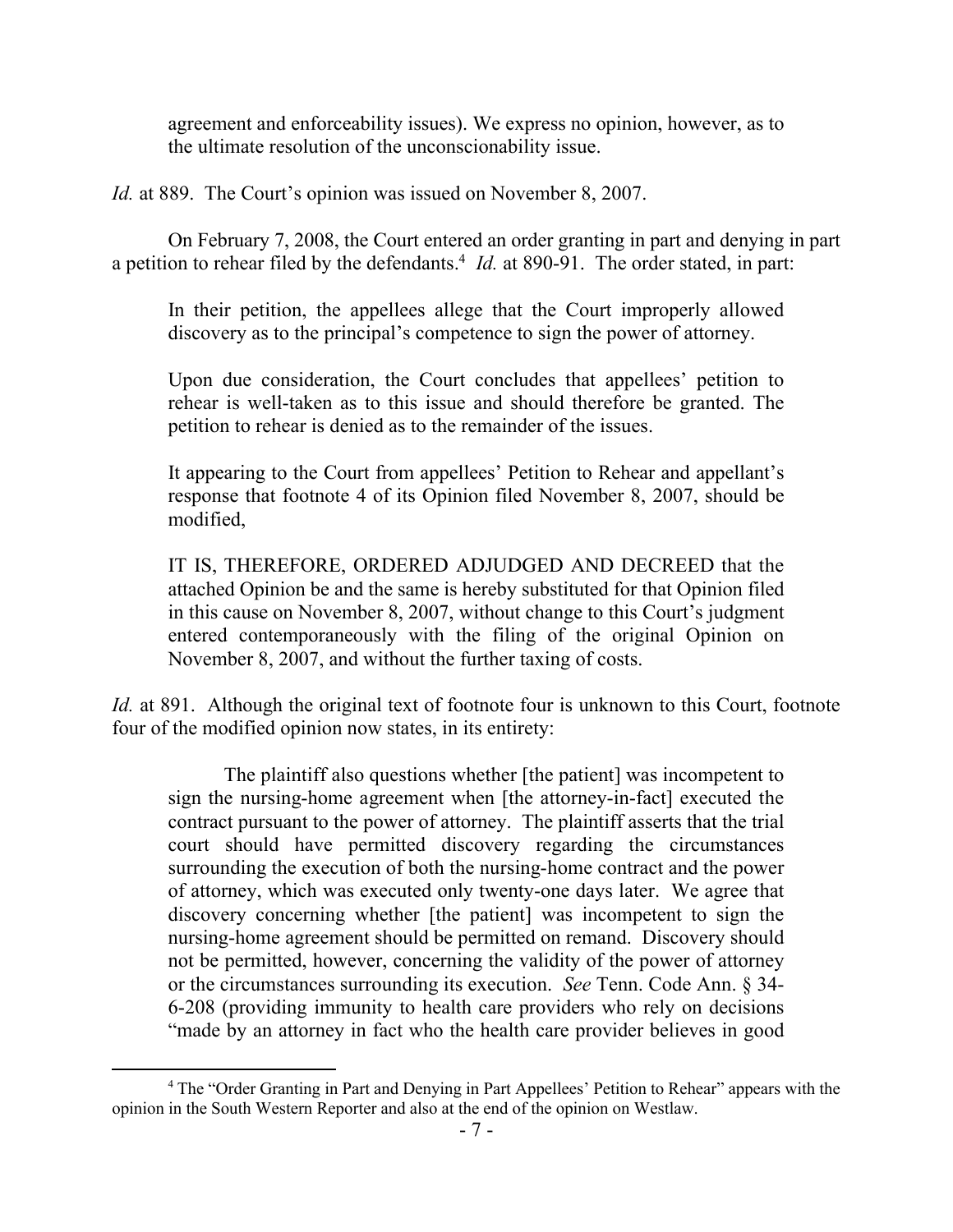agreement and enforceability issues). We express no opinion, however, as to the ultimate resolution of the unconscionability issue.

*Id.* at 889. The Court's opinion was issued on November 8, 2007.

On February 7, 2008, the Court entered an order granting in part and denying in part a petition to rehear filed by the defendants.[4] *Id.* at 890-91. The order stated, in part:

> In their petition, the appellees allege that the Court improperly allowed discovery as to the principal's competence to sign the power of attorney.
>
> Upon due consideration, the Court concludes that appellees' petition to rehear is well-taken as to this issue and should therefore be granted. The petition to rehear is denied as to the remainder of the issues.
>
> It appearing to the Court from appellees' Petition to Rehear and appellant's response that footnote 4 of its Opinion filed November 8, 2007, should be modified,
>
> IT IS, THEREFORE, ORDERED ADJUDGED AND DECREED that the attached Opinion be and the same is hereby substituted for that Opinion filed in this cause on November 8, 2007, without change to this Court's judgment entered contemporaneously with the filing of the original Opinion on November 8, 2007, and without the further taxing of costs.

*Id.* at 891. Although the original text of footnote four is unknown to this Court, footnote four of the modified opinion now states, in its entirety:

> The plaintiff also questions whether [the patient] was incompetent to sign the nursing-home agreement when [the attorney-in-fact] executed the contract pursuant to the power of attorney. The plaintiff asserts that the trial court should have permitted discovery regarding the circumstances surrounding the execution of both the nursing-home contract and the power of attorney, which was executed only twenty-one days later. We agree that discovery concerning whether [the patient] was incompetent to sign the nursing-home agreement should be permitted on remand. Discovery should not be permitted, however, concerning the validity of the power of attorney or the circumstances surrounding its execution. *See* Tenn. Code Ann. § 34-6-208 (providing immunity to health care providers who rely on decisions "made by an attorney in fact who the health care provider believes in good

[4] The "Order Granting in Part and Denying in Part Appellees' Petition to Rehear" appears with the opinion in the South Western Reporter and also at the end of the opinion on Westlaw.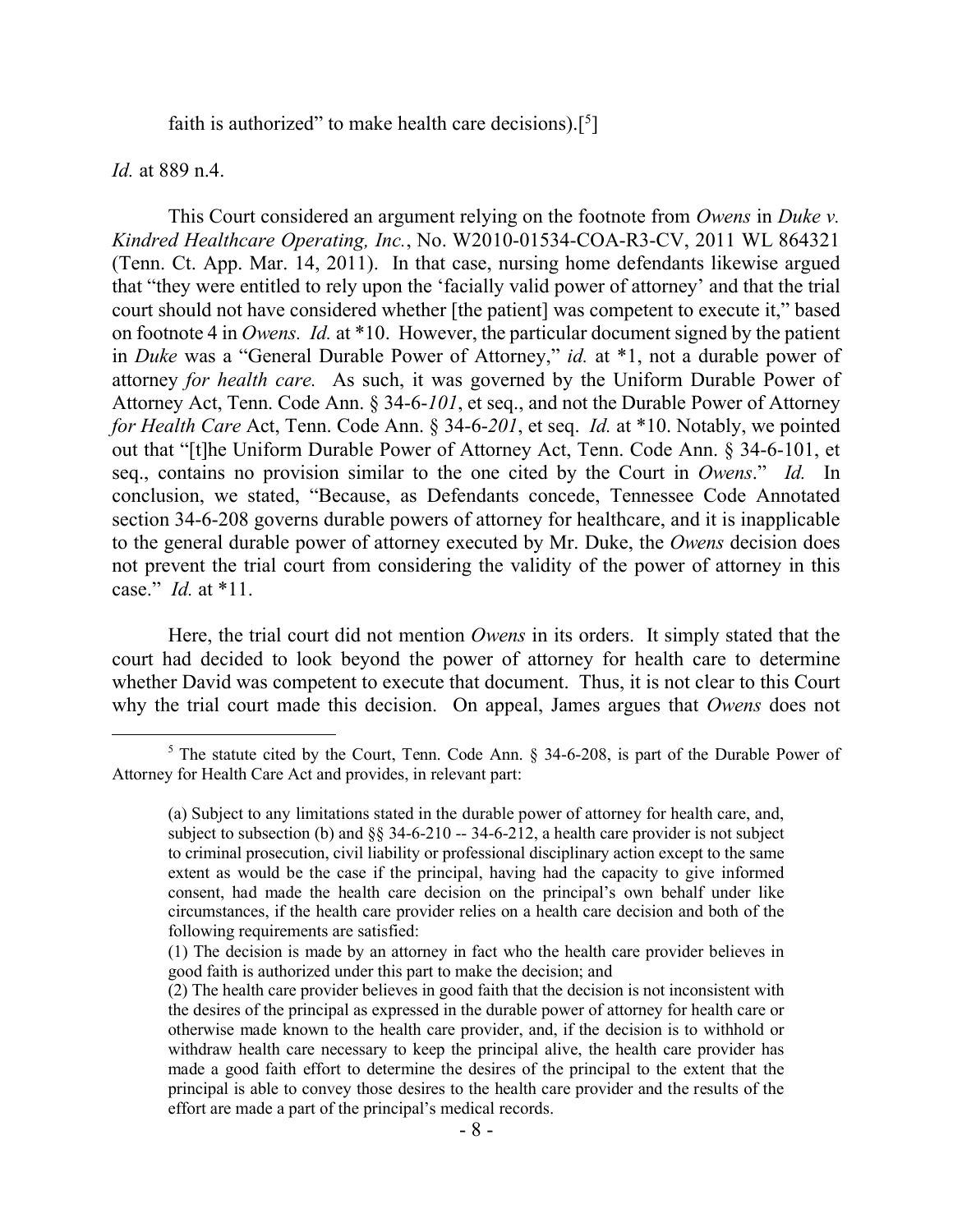faith is authorized" to make health care decisions).[5]

*Id.* at 889 n.4.

This Court considered an argument relying on the footnote from *Owens* in *Duke v. Kindred Healthcare Operating, Inc.*, No. W2010-01534-COA-R3-CV, 2011 WL 864321 (Tenn. Ct. App. Mar. 14, 2011). In that case, nursing home defendants likewise argued that "they were entitled to rely upon the 'facially valid power of attorney' and that the trial court should not have considered whether [the patient] was competent to execute it," based on footnote 4 in *Owens*. *Id.* at *10. However, the particular document signed by the patient in *Duke* was a "General Durable Power of Attorney," *id.* at *1, not a durable power of attorney *for health care.* As such, it was governed by the Uniform Durable Power of Attorney Act, Tenn. Code Ann. § 34-6-*101*, et seq., and not the Durable Power of Attorney *for Health Care* Act, Tenn. Code Ann. § 34-6-*201*, et seq. *Id.* at *10. Notably, we pointed out that "[t]he Uniform Durable Power of Attorney Act, Tenn. Code Ann. § 34-6-101, et seq., contains no provision similar to the one cited by the Court in *Owens*." *Id.* In conclusion, we stated, "Because, as Defendants concede, Tennessee Code Annotated section 34-6-208 governs durable powers of attorney for healthcare, and it is inapplicable to the general durable power of attorney executed by Mr. Duke, the *Owens* decision does not prevent the trial court from considering the validity of the power of attorney in this case." *Id.* at *11.

Here, the trial court did not mention *Owens* in its orders. It simply stated that the court had decided to look beyond the power of attorney for health care to determine whether David was competent to execute that document. Thus, it is not clear to this Court why the trial court made this decision. On appeal, James argues that *Owens* does not

---

[5] The statute cited by the Court, Tenn. Code Ann. § 34-6-208, is part of the Durable Power of Attorney for Health Care Act and provides, in relevant part:

> (a) Subject to any limitations stated in the durable power of attorney for health care, and, subject to subsection (b) and §§ 34-6-210 -- 34-6-212, a health care provider is not subject to criminal prosecution, civil liability or professional disciplinary action except to the same extent as would be the case if the principal, having had the capacity to give informed consent, had made the health care decision on the principal's own behalf under like circumstances, if the health care provider relies on a health care decision and both of the following requirements are satisfied:
>
> (1) The decision is made by an attorney in fact who the health care provider believes in good faith is authorized under this part to make the decision; and
>
> (2) The health care provider believes in good faith that the decision is not inconsistent with the desires of the principal as expressed in the durable power of attorney for health care or otherwise made known to the health care provider, and, if the decision is to withhold or withdraw health care necessary to keep the principal alive, the health care provider has made a good faith effort to determine the desires of the principal to the extent that the principal is able to convey those desires to the health care provider and the results of the effort are made a part of the principal's medical records.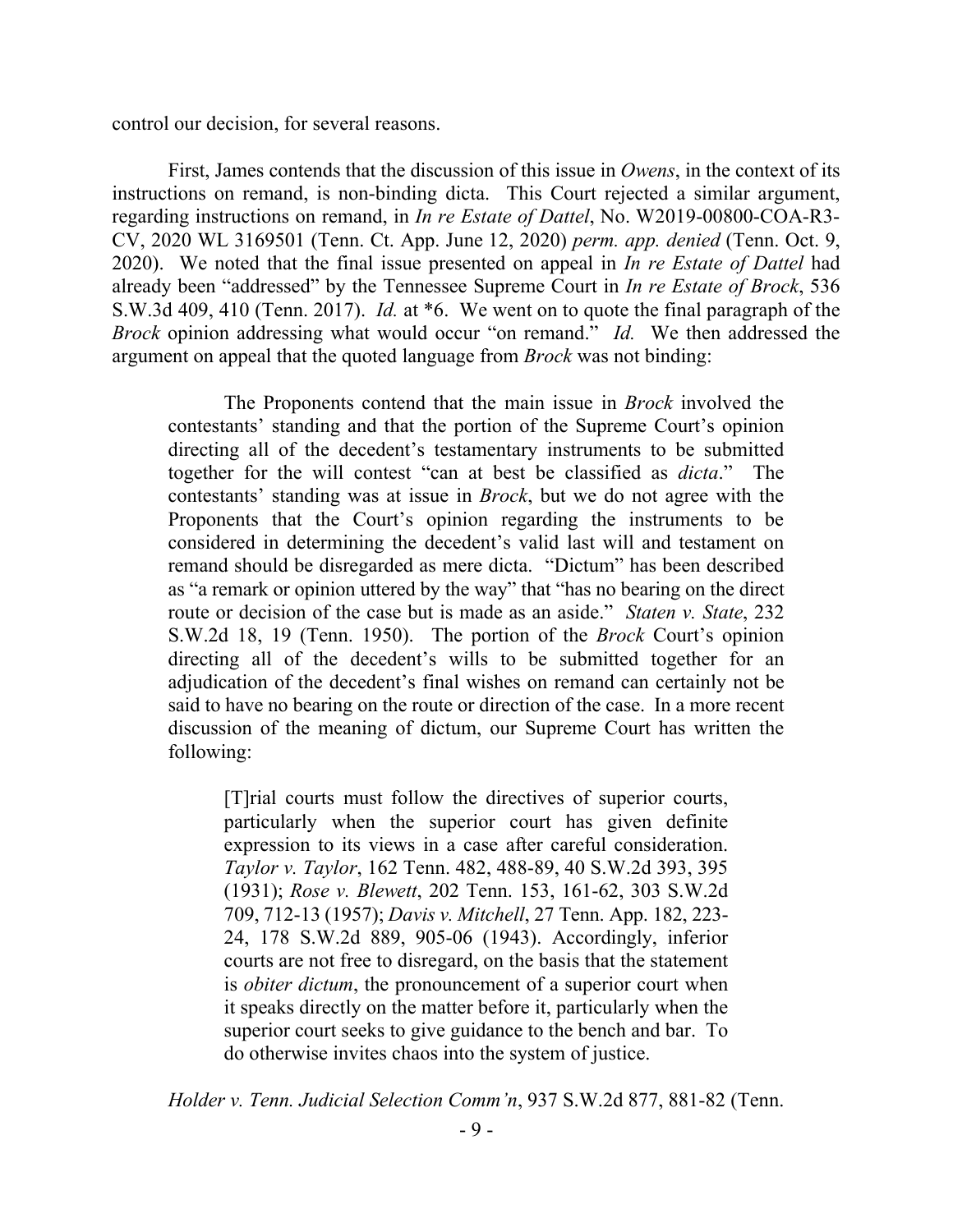control our decision, for several reasons.

First, James contends that the discussion of this issue in *Owens*, in the context of its instructions on remand, is non-binding dicta. This Court rejected a similar argument, regarding instructions on remand, in *In re Estate of Dattel*, No. W2019-00800-COA-R3-CV, 2020 WL 3169501 (Tenn. Ct. App. June 12, 2020) *perm. app. denied* (Tenn. Oct. 9, 2020). We noted that the final issue presented on appeal in *In re Estate of Dattel* had already been "addressed" by the Tennessee Supreme Court in *In re Estate of Brock*, 536 S.W.3d 409, 410 (Tenn. 2017). *Id.* at *6. We went on to quote the final paragraph of the *Brock* opinion addressing what would occur "on remand." *Id.* We then addressed the argument on appeal that the quoted language from *Brock* was not binding:

> The Proponents contend that the main issue in *Brock* involved the contestants' standing and that the portion of the Supreme Court's opinion directing all of the decedent's testamentary instruments to be submitted together for the will contest "can at best be classified as *dicta*." The contestants' standing was at issue in *Brock*, but we do not agree with the Proponents that the Court's opinion regarding the instruments to be considered in determining the decedent's valid last will and testament on remand should be disregarded as mere dicta. "Dictum" has been described as "a remark or opinion uttered by the way" that "has no bearing on the direct route or decision of the case but is made as an aside." *Staten v. State*, 232 S.W.2d 18, 19 (Tenn. 1950). The portion of the *Brock* Court's opinion directing all of the decedent's wills to be submitted together for an adjudication of the decedent's final wishes on remand can certainly not be said to have no bearing on the route or direction of the case. In a more recent discussion of the meaning of dictum, our Supreme Court has written the following:
>
> > [T]rial courts must follow the directives of superior courts, particularly when the superior court has given definite expression to its views in a case after careful consideration. *Taylor v. Taylor*, 162 Tenn. 482, 488-89, 40 S.W.2d 393, 395 (1931); *Rose v. Blewett*, 202 Tenn. 153, 161-62, 303 S.W.2d 709, 712-13 (1957); *Davis v. Mitchell*, 27 Tenn. App. 182, 223-24, 178 S.W.2d 889, 905-06 (1943). Accordingly, inferior courts are not free to disregard, on the basis that the statement is *obiter dictum*, the pronouncement of a superior court when it speaks directly on the matter before it, particularly when the superior court seeks to give guidance to the bench and bar. To do otherwise invites chaos into the system of justice.
>
> *Holder v. Tenn. Judicial Selection Comm'n*, 937 S.W.2d 877, 881-82 (Tenn.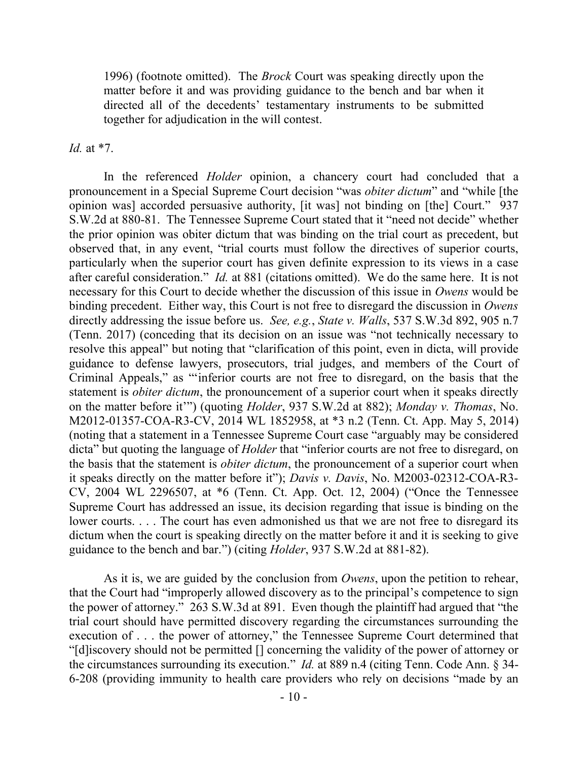> 1996) (footnote omitted). The *Brock* Court was speaking directly upon the matter before it and was providing guidance to the bench and bar when it directed all of the decedents' testamentary instruments to be submitted together for adjudication in the will contest.

*Id.* at *7.

In the referenced *Holder* opinion, a chancery court had concluded that a pronouncement in a Special Supreme Court decision "was *obiter dictum*" and "while [the opinion was] accorded persuasive authority, [it was] not binding on [the] Court." 937 S.W.2d at 880-81. The Tennessee Supreme Court stated that it "need not decide" whether the prior opinion was obiter dictum that was binding on the trial court as precedent, but observed that, in any event, "trial courts must follow the directives of superior courts, particularly when the superior court has given definite expression to its views in a case after careful consideration." *Id.* at 881 (citations omitted). We do the same here. It is not necessary for this Court to decide whether the discussion of this issue in *Owens* would be binding precedent. Either way, this Court is not free to disregard the discussion in *Owens* directly addressing the issue before us. *See, e.g.*, *State v. Walls*, 537 S.W.3d 892, 905 n.7 (Tenn. 2017) (conceding that its decision on an issue was "not technically necessary to resolve this appeal" but noting that "clarification of this point, even in dicta, will provide guidance to defense lawyers, prosecutors, trial judges, and members of the Court of Criminal Appeals," as "'inferior courts are not free to disregard, on the basis that the statement is *obiter dictum*, the pronouncement of a superior court when it speaks directly on the matter before it'") (quoting *Holder*, 937 S.W.2d at 882); *Monday v. Thomas*, No. M2012-01357-COA-R3-CV, 2014 WL 1852958, at *3 n.2 (Tenn. Ct. App. May 5, 2014) (noting that a statement in a Tennessee Supreme Court case "arguably may be considered dicta" but quoting the language of *Holder* that "inferior courts are not free to disregard, on the basis that the statement is *obiter dictum*, the pronouncement of a superior court when it speaks directly on the matter before it"); *Davis v. Davis*, No. M2003-02312-COA-R3-CV, 2004 WL 2296507, at *6 (Tenn. Ct. App. Oct. 12, 2004) ("Once the Tennessee Supreme Court has addressed an issue, its decision regarding that issue is binding on the lower courts. . . . The court has even admonished us that we are not free to disregard its dictum when the court is speaking directly on the matter before it and it is seeking to give guidance to the bench and bar.") (citing *Holder*, 937 S.W.2d at 881-82).

As it is, we are guided by the conclusion from *Owens*, upon the petition to rehear, that the Court had "improperly allowed discovery as to the principal's competence to sign the power of attorney." 263 S.W.3d at 891. Even though the plaintiff had argued that "the trial court should have permitted discovery regarding the circumstances surrounding the execution of . . . the power of attorney," the Tennessee Supreme Court determined that "[d]iscovery should not be permitted [] concerning the validity of the power of attorney or the circumstances surrounding its execution." *Id.* at 889 n.4 (citing Tenn. Code Ann. § 34-6-208 (providing immunity to health care providers who rely on decisions "made by an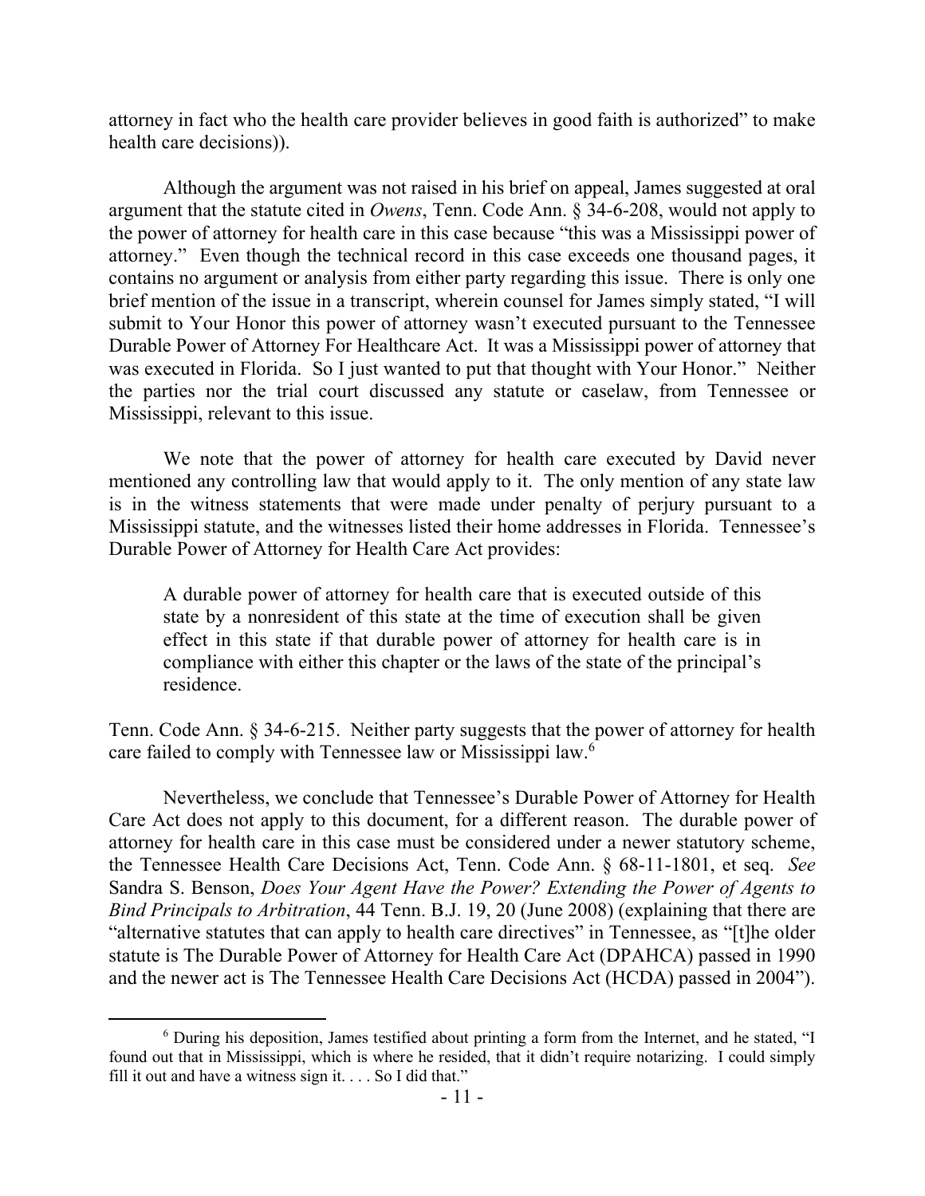attorney in fact who the health care provider believes in good faith is authorized" to make health care decisions)).

Although the argument was not raised in his brief on appeal, James suggested at oral argument that the statute cited in *Owens*, Tenn. Code Ann. § 34-6-208, would not apply to the power of attorney for health care in this case because "this was a Mississippi power of attorney." Even though the technical record in this case exceeds one thousand pages, it contains no argument or analysis from either party regarding this issue. There is only one brief mention of the issue in a transcript, wherein counsel for James simply stated, "I will submit to Your Honor this power of attorney wasn't executed pursuant to the Tennessee Durable Power of Attorney For Healthcare Act. It was a Mississippi power of attorney that was executed in Florida. So I just wanted to put that thought with Your Honor." Neither the parties nor the trial court discussed any statute or caselaw, from Tennessee or Mississippi, relevant to this issue.

We note that the power of attorney for health care executed by David never mentioned any controlling law that would apply to it. The only mention of any state law is in the witness statements that were made under penalty of perjury pursuant to a Mississippi statute, and the witnesses listed their home addresses in Florida. Tennessee's Durable Power of Attorney for Health Care Act provides:

> A durable power of attorney for health care that is executed outside of this state by a nonresident of this state at the time of execution shall be given effect in this state if that durable power of attorney for health care is in compliance with either this chapter or the laws of the state of the principal's residence.

Tenn. Code Ann. § 34-6-215. Neither party suggests that the power of attorney for health care failed to comply with Tennessee law or Mississippi law.[6]

Nevertheless, we conclude that Tennessee's Durable Power of Attorney for Health Care Act does not apply to this document, for a different reason. The durable power of attorney for health care in this case must be considered under a newer statutory scheme, the Tennessee Health Care Decisions Act, Tenn. Code Ann. § 68-11-1801, et seq. *See* Sandra S. Benson, *Does Your Agent Have the Power? Extending the Power of Agents to Bind Principals to Arbitration*, 44 Tenn. B.J. 19, 20 (June 2008) (explaining that there are "alternative statutes that can apply to health care directives" in Tennessee, as "[t]he older statute is The Durable Power of Attorney for Health Care Act (DPAHCA) passed in 1990 and the newer act is The Tennessee Health Care Decisions Act (HCDA) passed in 2004").

---

[6] During his deposition, James testified about printing a form from the Internet, and he stated, "I found out that in Mississippi, which is where he resided, that it didn't require notarizing. I could simply fill it out and have a witness sign it. . . . So I did that."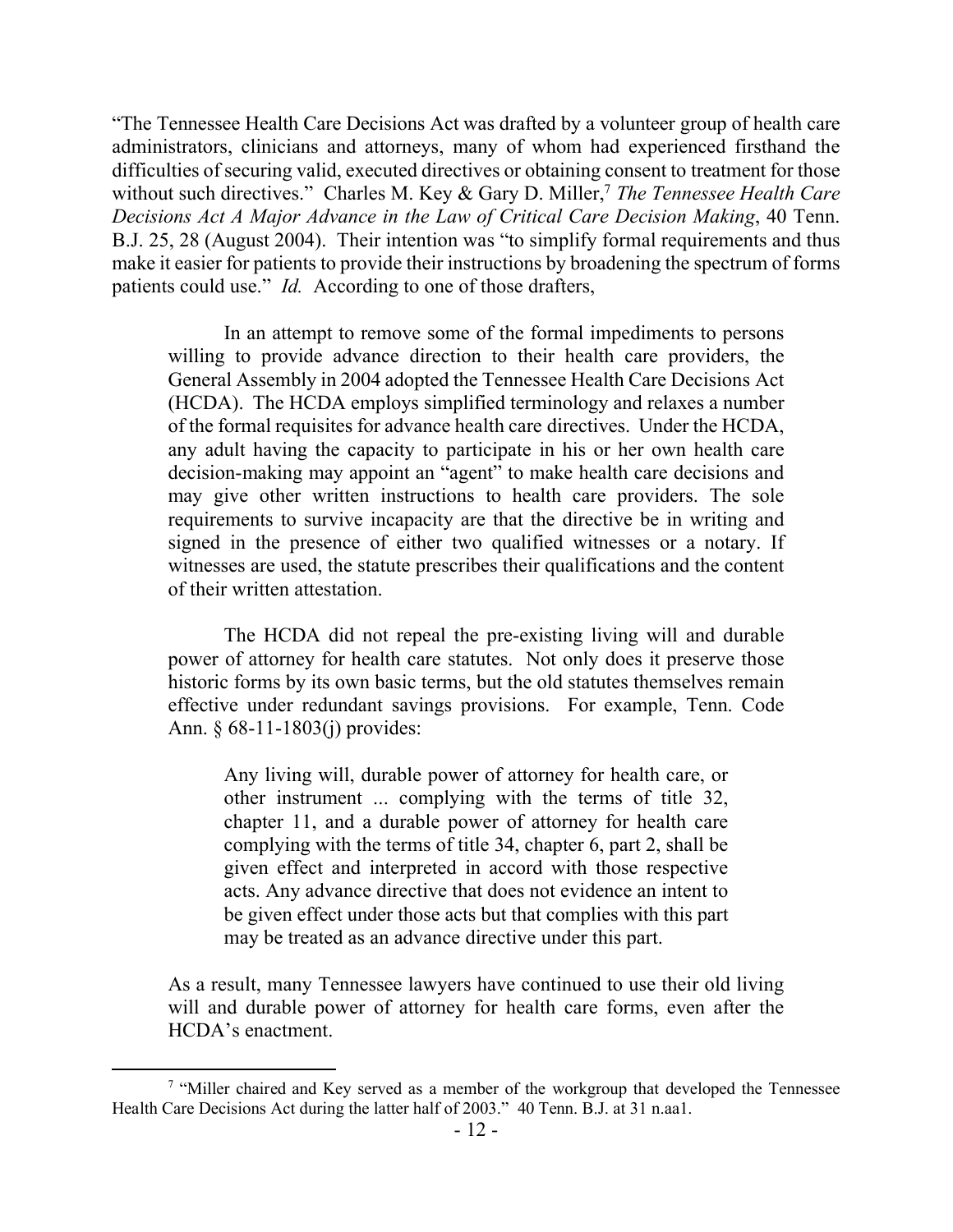"The Tennessee Health Care Decisions Act was drafted by a volunteer group of health care administrators, clinicians and attorneys, many of whom had experienced firsthand the difficulties of securing valid, executed directives or obtaining consent to treatment for those without such directives." Charles M. Key & Gary D. Miller,[7] *The Tennessee Health Care Decisions Act A Major Advance in the Law of Critical Care Decision Making*, 40 Tenn. B.J. 25, 28 (August 2004). Their intention was "to simplify formal requirements and thus make it easier for patients to provide their instructions by broadening the spectrum of forms patients could use." *Id.* According to one of those drafters,

> In an attempt to remove some of the formal impediments to persons willing to provide advance direction to their health care providers, the General Assembly in 2004 adopted the Tennessee Health Care Decisions Act (HCDA). The HCDA employs simplified terminology and relaxes a number of the formal requisites for advance health care directives. Under the HCDA, any adult having the capacity to participate in his or her own health care decision-making may appoint an "agent" to make health care decisions and may give other written instructions to health care providers. The sole requirements to survive incapacity are that the directive be in writing and signed in the presence of either two qualified witnesses or a notary. If witnesses are used, the statute prescribes their qualifications and the content of their written attestation.
>
> The HCDA did not repeal the pre-existing living will and durable power of attorney for health care statutes. Not only does it preserve those historic forms by its own basic terms, but the old statutes themselves remain effective under redundant savings provisions. For example, Tenn. Code Ann. § 68-11-1803(j) provides:
>
> > Any living will, durable power of attorney for health care, or other instrument ... complying with the terms of title 32, chapter 11, and a durable power of attorney for health care complying with the terms of title 34, chapter 6, part 2, shall be given effect and interpreted in accord with those respective acts. Any advance directive that does not evidence an intent to be given effect under those acts but that complies with this part may be treated as an advance directive under this part.
>
> As a result, many Tennessee lawyers have continued to use their old living will and durable power of attorney for health care forms, even after the HCDA's enactment.

---

[7] "Miller chaired and Key served as a member of the workgroup that developed the Tennessee Health Care Decisions Act during the latter half of 2003." 40 Tenn. B.J. at 31 n.aa1.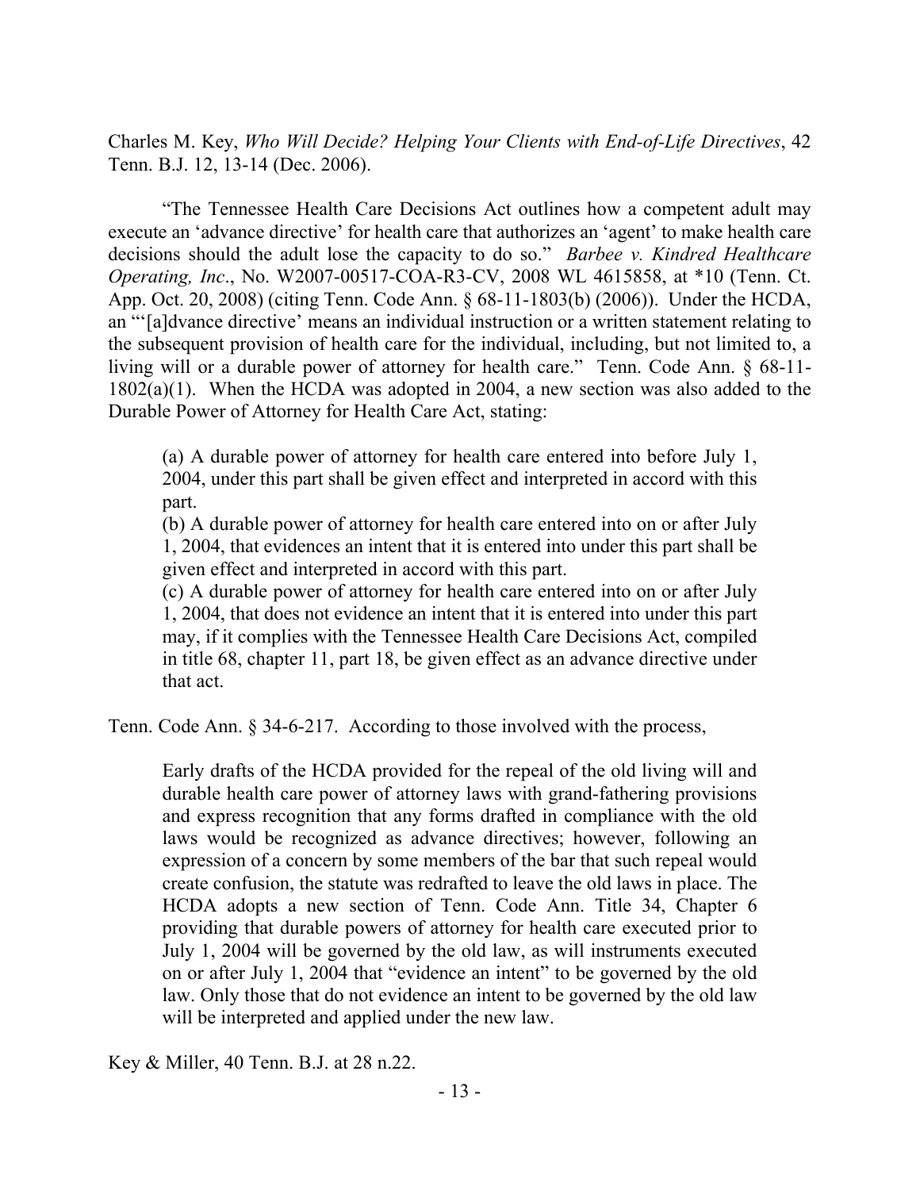Charles M. Key, *Who Will Decide? Helping Your Clients with End-of-Life Directives*, 42 Tenn. B.J. 12, 13-14 (Dec. 2006).

"The Tennessee Health Care Decisions Act outlines how a competent adult may execute an 'advance directive' for health care that authorizes an 'agent' to make health care decisions should the adult lose the capacity to do so." *Barbee v. Kindred Healthcare Operating, Inc*., No. W2007-00517-COA-R3-CV, 2008 WL 4615858, at *10 (Tenn. Ct. App. Oct. 20, 2008) (citing Tenn. Code Ann. § 68-11-1803(b) (2006)). Under the HCDA, an "'[a]dvance directive' means an individual instruction or a written statement relating to the subsequent provision of health care for the individual, including, but not limited to, a living will or a durable power of attorney for health care." Tenn. Code Ann. § 68-11-1802(a)(1). When the HCDA was adopted in 2004, a new section was also added to the Durable Power of Attorney for Health Care Act, stating:

> (a) A durable power of attorney for health care entered into before July 1, 2004, under this part shall be given effect and interpreted in accord with this part.
> (b) A durable power of attorney for health care entered into on or after July 1, 2004, that evidences an intent that it is entered into under this part shall be given effect and interpreted in accord with this part.
> (c) A durable power of attorney for health care entered into on or after July 1, 2004, that does not evidence an intent that it is entered into under this part may, if it complies with the Tennessee Health Care Decisions Act, compiled in title 68, chapter 11, part 18, be given effect as an advance directive under that act.

Tenn. Code Ann. § 34-6-217. According to those involved with the process,

> Early drafts of the HCDA provided for the repeal of the old living will and durable health care power of attorney laws with grand-fathering provisions and express recognition that any forms drafted in compliance with the old laws would be recognized as advance directives; however, following an expression of a concern by some members of the bar that such repeal would create confusion, the statute was redrafted to leave the old laws in place. The HCDA adopts a new section of Tenn. Code Ann. Title 34, Chapter 6 providing that durable powers of attorney for health care executed prior to July 1, 2004 will be governed by the old law, as will instruments executed on or after July 1, 2004 that "evidence an intent" to be governed by the old law. Only those that do not evidence an intent to be governed by the old law will be interpreted and applied under the new law.

Key & Miller, 40 Tenn. B.J. at 28 n.22.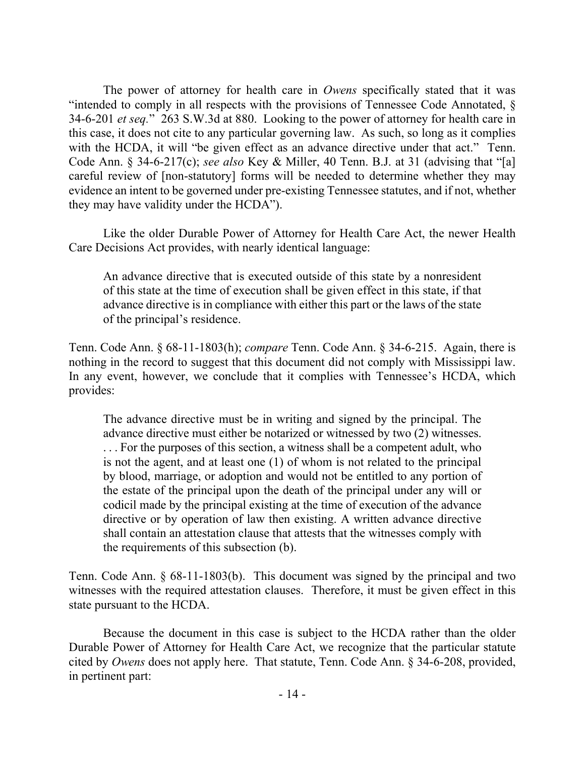The power of attorney for health care in *Owens* specifically stated that it was "intended to comply in all respects with the provisions of Tennessee Code Annotated, § 34-6-201 *et seq.*" 263 S.W.3d at 880. Looking to the power of attorney for health care in this case, it does not cite to any particular governing law. As such, so long as it complies with the HCDA, it will "be given effect as an advance directive under that act." Tenn. Code Ann. § 34-6-217(c); *see also* Key & Miller, 40 Tenn. B.J. at 31 (advising that "[a] careful review of [non-statutory] forms will be needed to determine whether they may evidence an intent to be governed under pre-existing Tennessee statutes, and if not, whether they may have validity under the HCDA").

Like the older Durable Power of Attorney for Health Care Act, the newer Health Care Decisions Act provides, with nearly identical language:

> An advance directive that is executed outside of this state by a nonresident of this state at the time of execution shall be given effect in this state, if that advance directive is in compliance with either this part or the laws of the state of the principal's residence.

Tenn. Code Ann. § 68-11-1803(h); *compare* Tenn. Code Ann. § 34-6-215. Again, there is nothing in the record to suggest that this document did not comply with Mississippi law. In any event, however, we conclude that it complies with Tennessee's HCDA, which provides:

> The advance directive must be in writing and signed by the principal. The advance directive must either be notarized or witnessed by two (2) witnesses. . . . For the purposes of this section, a witness shall be a competent adult, who is not the agent, and at least one (1) of whom is not related to the principal by blood, marriage, or adoption and would not be entitled to any portion of the estate of the principal upon the death of the principal under any will or codicil made by the principal existing at the time of execution of the advance directive or by operation of law then existing. A written advance directive shall contain an attestation clause that attests that the witnesses comply with the requirements of this subsection (b).

Tenn. Code Ann. § 68-11-1803(b). This document was signed by the principal and two witnesses with the required attestation clauses. Therefore, it must be given effect in this state pursuant to the HCDA.

Because the document in this case is subject to the HCDA rather than the older Durable Power of Attorney for Health Care Act, we recognize that the particular statute cited by *Owens* does not apply here. That statute, Tenn. Code Ann. § 34-6-208, provided, in pertinent part: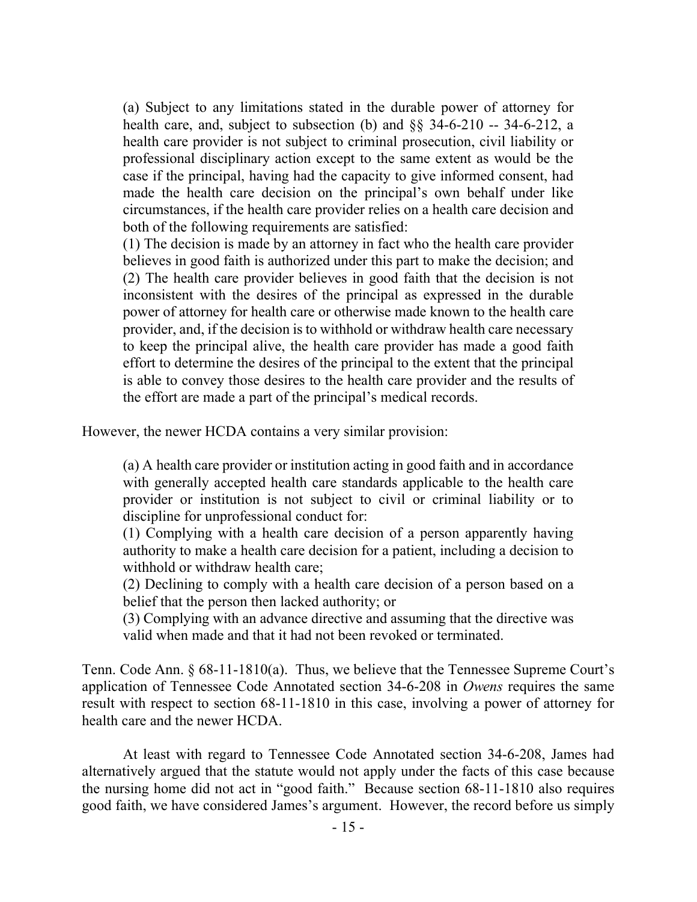> (a) Subject to any limitations stated in the durable power of attorney for health care, and, subject to subsection (b) and §§ 34-6-210 -- 34-6-212, a health care provider is not subject to criminal prosecution, civil liability or professional disciplinary action except to the same extent as would be the case if the principal, having had the capacity to give informed consent, had made the health care decision on the principal's own behalf under like circumstances, if the health care provider relies on a health care decision and both of the following requirements are satisfied:
>
> (1) The decision is made by an attorney in fact who the health care provider believes in good faith is authorized under this part to make the decision; and
>
> (2) The health care provider believes in good faith that the decision is not inconsistent with the desires of the principal as expressed in the durable power of attorney for health care or otherwise made known to the health care provider, and, if the decision is to withhold or withdraw health care necessary to keep the principal alive, the health care provider has made a good faith effort to determine the desires of the principal to the extent that the principal is able to convey those desires to the health care provider and the results of the effort are made a part of the principal's medical records.

However, the newer HCDA contains a very similar provision:

> (a) A health care provider or institution acting in good faith and in accordance with generally accepted health care standards applicable to the health care provider or institution is not subject to civil or criminal liability or to discipline for unprofessional conduct for:
>
> (1) Complying with a health care decision of a person apparently having authority to make a health care decision for a patient, including a decision to withhold or withdraw health care;
>
> (2) Declining to comply with a health care decision of a person based on a belief that the person then lacked authority; or
>
> (3) Complying with an advance directive and assuming that the directive was valid when made and that it had not been revoked or terminated.

Tenn. Code Ann. § 68-11-1810(a). Thus, we believe that the Tennessee Supreme Court's application of Tennessee Code Annotated section 34-6-208 in *Owens* requires the same result with respect to section 68-11-1810 in this case, involving a power of attorney for health care and the newer HCDA.

At least with regard to Tennessee Code Annotated section 34-6-208, James had alternatively argued that the statute would not apply under the facts of this case because the nursing home did not act in "good faith." Because section 68-11-1810 also requires good faith, we have considered James's argument. However, the record before us simply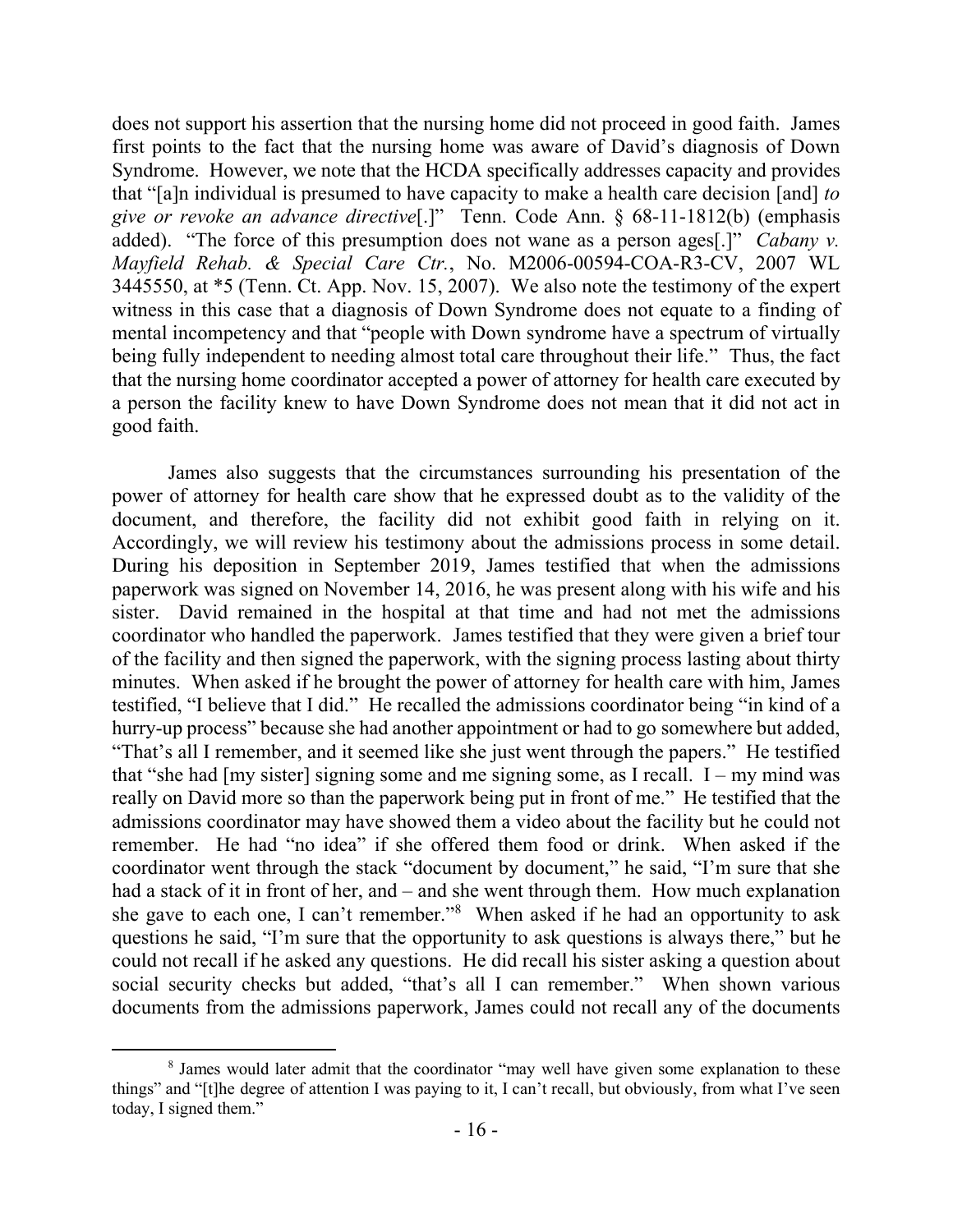does not support his assertion that the nursing home did not proceed in good faith. James first points to the fact that the nursing home was aware of David's diagnosis of Down Syndrome. However, we note that the HCDA specifically addresses capacity and provides that "[a]n individual is presumed to have capacity to make a health care decision [and] *to give or revoke an advance directive*[.]" Tenn. Code Ann. § 68-11-1812(b) (emphasis added). "The force of this presumption does not wane as a person ages[.]" *Cabany v. Mayfield Rehab. & Special Care Ctr.*, No. M2006-00594-COA-R3-CV, 2007 WL 3445550, at *5 (Tenn. Ct. App. Nov. 15, 2007). We also note the testimony of the expert witness in this case that a diagnosis of Down Syndrome does not equate to a finding of mental incompetency and that "people with Down syndrome have a spectrum of virtually being fully independent to needing almost total care throughout their life." Thus, the fact that the nursing home coordinator accepted a power of attorney for health care executed by a person the facility knew to have Down Syndrome does not mean that it did not act in good faith.

James also suggests that the circumstances surrounding his presentation of the power of attorney for health care show that he expressed doubt as to the validity of the document, and therefore, the facility did not exhibit good faith in relying on it. Accordingly, we will review his testimony about the admissions process in some detail. During his deposition in September 2019, James testified that when the admissions paperwork was signed on November 14, 2016, he was present along with his wife and his sister. David remained in the hospital at that time and had not met the admissions coordinator who handled the paperwork. James testified that they were given a brief tour of the facility and then signed the paperwork, with the signing process lasting about thirty minutes. When asked if he brought the power of attorney for health care with him, James testified, "I believe that I did." He recalled the admissions coordinator being "in kind of a hurry-up process" because she had another appointment or had to go somewhere but added, "That's all I remember, and it seemed like she just went through the papers." He testified that "she had [my sister] signing some and me signing some, as I recall. I – my mind was really on David more so than the paperwork being put in front of me." He testified that the admissions coordinator may have showed them a video about the facility but he could not remember. He had "no idea" if she offered them food or drink. When asked if the coordinator went through the stack "document by document," he said, "I'm sure that she had a stack of it in front of her, and – and she went through them. How much explanation she gave to each one, I can't remember."[8] When asked if he had an opportunity to ask questions he said, "I'm sure that the opportunity to ask questions is always there," but he could not recall if he asked any questions. He did recall his sister asking a question about social security checks but added, "that's all I can remember." When shown various documents from the admissions paperwork, James could not recall any of the documents

[8] James would later admit that the coordinator "may well have given some explanation to these things" and "[t]he degree of attention I was paying to it, I can't recall, but obviously, from what I've seen today, I signed them."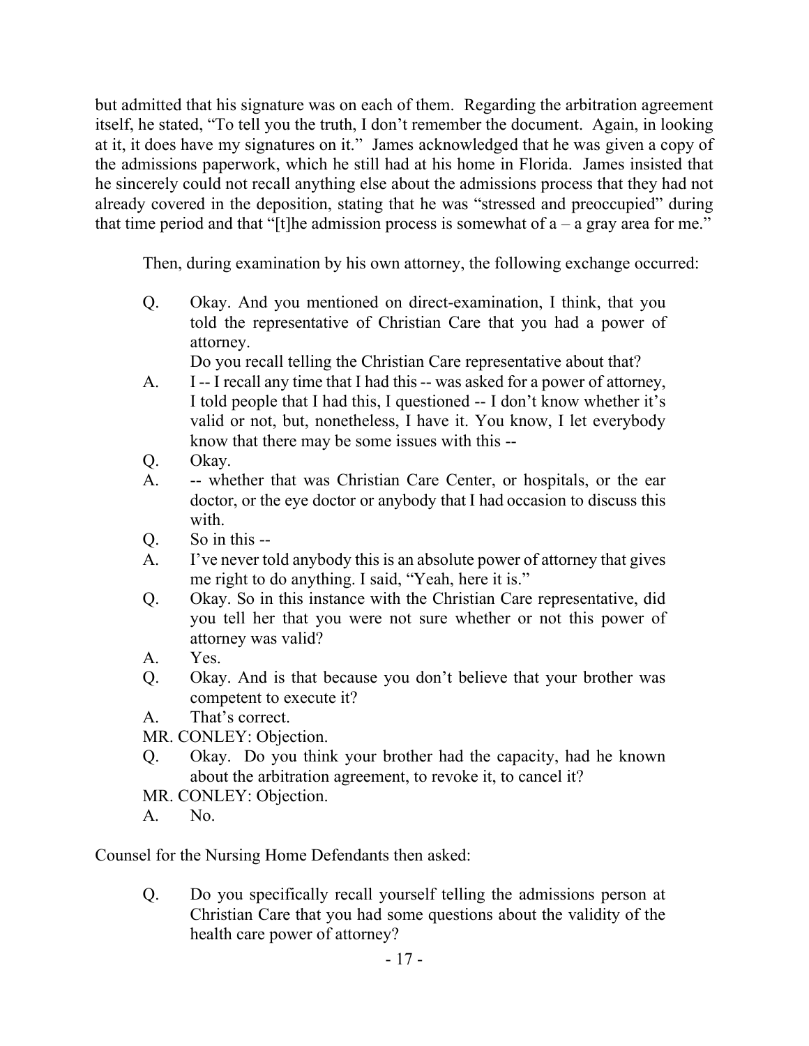but admitted that his signature was on each of them. Regarding the arbitration agreement itself, he stated, "To tell you the truth, I don't remember the document. Again, in looking at it, it does have my signatures on it." James acknowledged that he was given a copy of the admissions paperwork, which he still had at his home in Florida. James insisted that he sincerely could not recall anything else about the admissions process that they had not already covered in the deposition, stating that he was "stressed and preoccupied" during that time period and that "[t]he admission process is somewhat of a – a gray area for me."

Then, during examination by his own attorney, the following exchange occurred:

> Q. Okay. And you mentioned on direct-examination, I think, that you told the representative of Christian Care that you had a power of attorney.
> Do you recall telling the Christian Care representative about that?
>
> A. I -- I recall any time that I had this -- was asked for a power of attorney, I told people that I had this, I questioned -- I don't know whether it's valid or not, but, nonetheless, I have it. You know, I let everybody know that there may be some issues with this --
>
> Q. Okay.
>
> A. -- whether that was Christian Care Center, or hospitals, or the ear doctor, or the eye doctor or anybody that I had occasion to discuss this with.
>
> Q. So in this --
>
> A. I've never told anybody this is an absolute power of attorney that gives me right to do anything. I said, "Yeah, here it is."
>
> Q. Okay. So in this instance with the Christian Care representative, did you tell her that you were not sure whether or not this power of attorney was valid?
>
> A. Yes.
>
> Q. Okay. And is that because you don't believe that your brother was competent to execute it?
>
> A. That's correct.
>
> MR. CONLEY: Objection.
>
> Q. Okay. Do you think your brother had the capacity, had he known about the arbitration agreement, to revoke it, to cancel it?
>
> MR. CONLEY: Objection.
>
> A. No.

Counsel for the Nursing Home Defendants then asked:

> Q. Do you specifically recall yourself telling the admissions person at Christian Care that you had some questions about the validity of the health care power of attorney?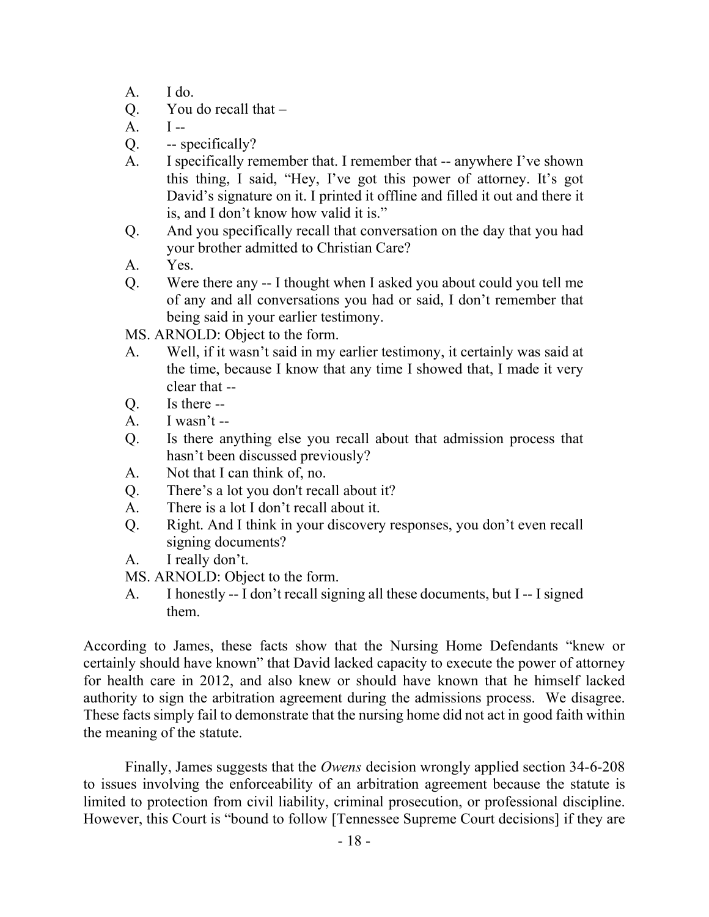A. I do.

Q. You do recall that –

A. I --

Q. -- specifically?

A. I specifically remember that. I remember that -- anywhere I've shown this thing, I said, "Hey, I've got this power of attorney. It's got David's signature on it. I printed it offline and filled it out and there it is, and I don't know how valid it is."

Q. And you specifically recall that conversation on the day that you had your brother admitted to Christian Care?

A. Yes.

Q. Were there any -- I thought when I asked you about could you tell me of any and all conversations you had or said, I don't remember that being said in your earlier testimony.

MS. ARNOLD: Object to the form.

A. Well, if it wasn't said in my earlier testimony, it certainly was said at the time, because I know that any time I showed that, I made it very clear that --

Q. Is there --

A. I wasn't --

Q. Is there anything else you recall about that admission process that hasn't been discussed previously?

A. Not that I can think of, no.

Q. There's a lot you don't recall about it?

A. There is a lot I don't recall about it.

Q. Right. And I think in your discovery responses, you don't even recall signing documents?

A. I really don't.

MS. ARNOLD: Object to the form.

A. I honestly -- I don't recall signing all these documents, but I -- I signed them.

According to James, these facts show that the Nursing Home Defendants "knew or certainly should have known" that David lacked capacity to execute the power of attorney for health care in 2012, and also knew or should have known that he himself lacked authority to sign the arbitration agreement during the admissions process. We disagree. These facts simply fail to demonstrate that the nursing home did not act in good faith within the meaning of the statute.

Finally, James suggests that the *Owens* decision wrongly applied section 34-6-208 to issues involving the enforceability of an arbitration agreement because the statute is limited to protection from civil liability, criminal prosecution, or professional discipline. However, this Court is "bound to follow [Tennessee Supreme Court decisions] if they are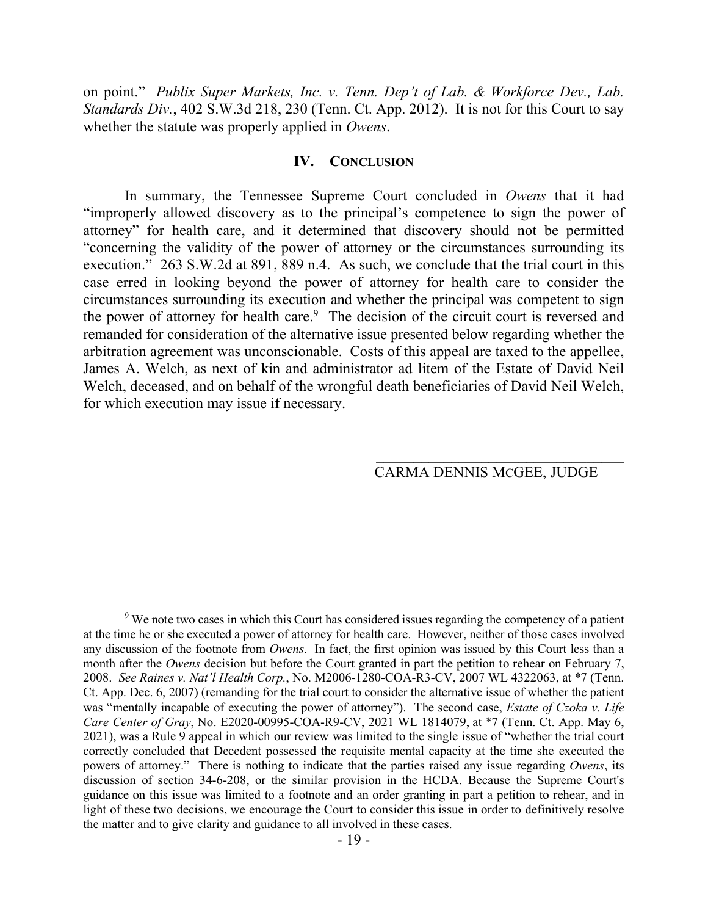on point." *Publix Super Markets, Inc. v. Tenn. Dep't of Lab. & Workforce Dev., Lab. Standards Div.*, 402 S.W.3d 218, 230 (Tenn. Ct. App. 2012). It is not for this Court to say whether the statute was properly applied in *Owens*.

## IV. CONCLUSION

In summary, the Tennessee Supreme Court concluded in *Owens* that it had "improperly allowed discovery as to the principal's competence to sign the power of attorney" for health care, and it determined that discovery should not be permitted "concerning the validity of the power of attorney or the circumstances surrounding its execution." 263 S.W.2d at 891, 889 n.4. As such, we conclude that the trial court in this case erred in looking beyond the power of attorney for health care to consider the circumstances surrounding its execution and whether the principal was competent to sign the power of attorney for health care.[9] The decision of the circuit court is reversed and remanded for consideration of the alternative issue presented below regarding whether the arbitration agreement was unconscionable. Costs of this appeal are taxed to the appellee, James A. Welch, as next of kin and administrator ad litem of the Estate of David Neil Welch, deceased, and on behalf of the wrongful death beneficiaries of David Neil Welch, for which execution may issue if necessary.

\_\_\_\_\_\_\_\_\_\_\_\_\_\_\_\_\_\_\_\_\_\_\_\_\_\_\_\_\_\_\_\_\_\_

CARMA DENNIS MCGEE, JUDGE

---

[9] We note two cases in which this Court has considered issues regarding the competency of a patient at the time he or she executed a power of attorney for health care. However, neither of those cases involved any discussion of the footnote from *Owens*. In fact, the first opinion was issued by this Court less than a month after the *Owens* decision but before the Court granted in part the petition to rehear on February 7, 2008. *See Raines v. Nat'l Health Corp.*, No. M2006-1280-COA-R3-CV, 2007 WL 4322063, at *7 (Tenn. Ct. App. Dec. 6, 2007) (remanding for the trial court to consider the alternative issue of whether the patient was "mentally incapable of executing the power of attorney"). The second case, *Estate of Czoka v. Life Care Center of Gray*, No. E2020-00995-COA-R9-CV, 2021 WL 1814079, at *7 (Tenn. Ct. App. May 6, 2021), was a Rule 9 appeal in which our review was limited to the single issue of "whether the trial court correctly concluded that Decedent possessed the requisite mental capacity at the time she executed the powers of attorney." There is nothing to indicate that the parties raised any issue regarding *Owens*, its discussion of section 34-6-208, or the similar provision in the HCDA. Because the Supreme Court's guidance on this issue was limited to a footnote and an order granting in part a petition to rehear, and in light of these two decisions, we encourage the Court to consider this issue in order to definitively resolve the matter and to give clarity and guidance to all involved in these cases.